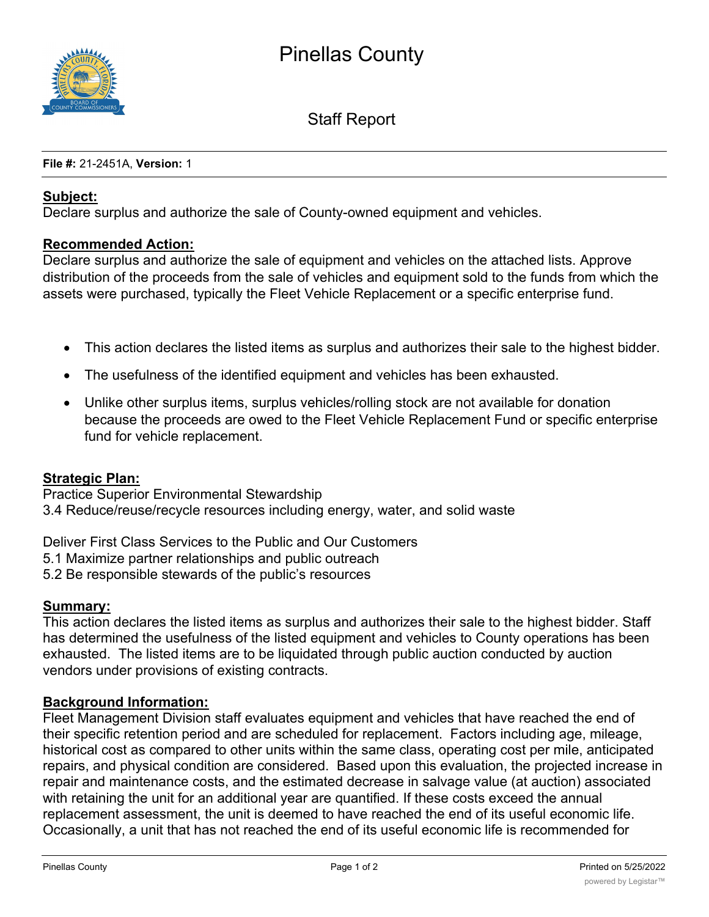# Pinellas County

## Staff Report

**File #:** 21-2451A, **Version:** 1

**Subject:**
Declare surplus and authorize the sale of County-owned equipment and vehicles.

**Recommended Action:**
Declare surplus and authorize the sale of equipment and vehicles on the attached lists. Approve distribution of the proceeds from the sale of vehicles and equipment sold to the funds from which the assets were purchased, typically the Fleet Vehicle Replacement or a specific enterprise fund.

- This action declares the listed items as surplus and authorizes their sale to the highest bidder.
- The usefulness of the identified equipment and vehicles has been exhausted.
- Unlike other surplus items, surplus vehicles/rolling stock are not available for donation because the proceeds are owed to the Fleet Vehicle Replacement Fund or specific enterprise fund for vehicle replacement.

**Strategic Plan:**
Practice Superior Environmental Stewardship
3.4 Reduce/reuse/recycle resources including energy, water, and solid waste

Deliver First Class Services to the Public and Our Customers
5.1 Maximize partner relationships and public outreach
5.2 Be responsible stewards of the public's resources

**Summary:**
This action declares the listed items as surplus and authorizes their sale to the highest bidder. Staff has determined the usefulness of the listed equipment and vehicles to County operations has been exhausted. The listed items are to be liquidated through public auction conducted by auction vendors under provisions of existing contracts.

**Background Information:**
Fleet Management Division staff evaluates equipment and vehicles that have reached the end of their specific retention period and are scheduled for replacement. Factors including age, mileage, historical cost as compared to other units within the same class, operating cost per mile, anticipated repairs, and physical condition are considered. Based upon this evaluation, the projected increase in repair and maintenance costs, and the estimated decrease in salvage value (at auction) associated with retaining the unit for an additional year are quantified. If these costs exceed the annual replacement assessment, the unit is deemed to have reached the end of its useful economic life. Occasionally, a unit that has not reached the end of its useful economic life is recommended for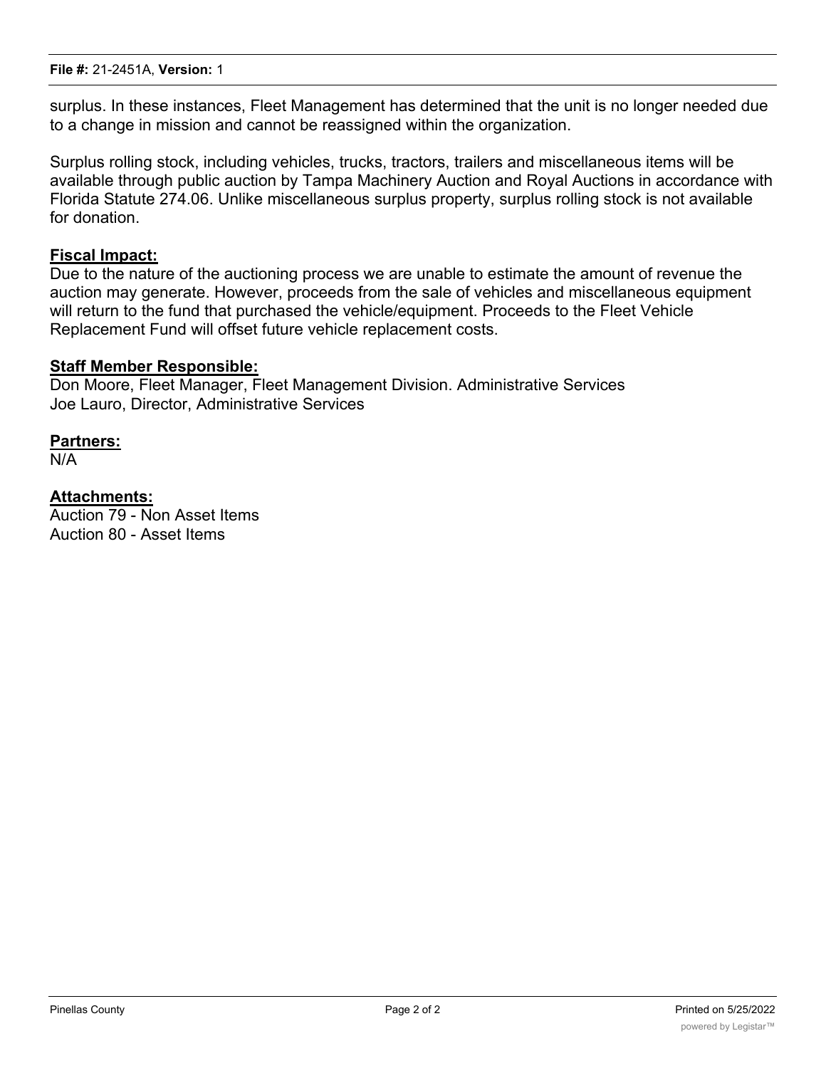surplus. In these instances, Fleet Management has determined that the unit is no longer needed due to a change in mission and cannot be reassigned within the organization.

Surplus rolling stock, including vehicles, trucks, tractors, trailers and miscellaneous items will be available through public auction by Tampa Machinery Auction and Royal Auctions in accordance with Florida Statute 274.06. Unlike miscellaneous surplus property, surplus rolling stock is not available for donation.

**Fiscal Impact:**

Due to the nature of the auctioning process we are unable to estimate the amount of revenue the auction may generate. However, proceeds from the sale of vehicles and miscellaneous equipment will return to the fund that purchased the vehicle/equipment. Proceeds to the Fleet Vehicle Replacement Fund will offset future vehicle replacement costs.

**Staff Member Responsible:**

Don Moore, Fleet Manager, Fleet Management Division. Administrative Services
Joe Lauro, Director, Administrative Services

**Partners:**

N/A

**Attachments:**

Auction 79 - Non Asset Items
Auction 80 - Asset Items